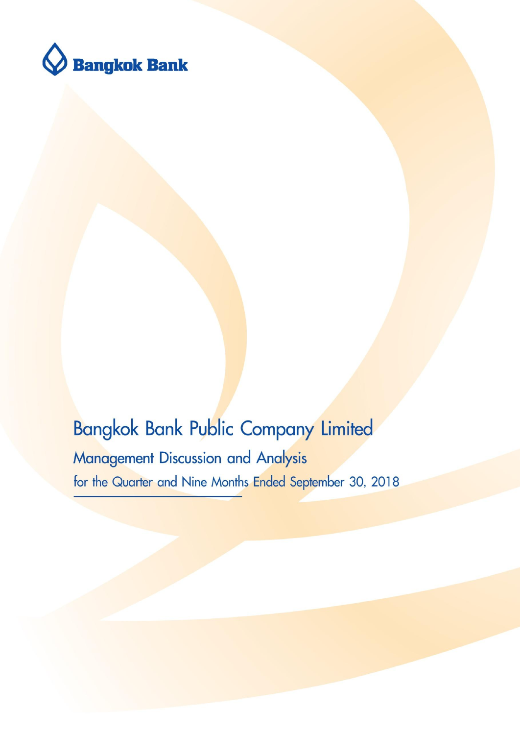Bangkok Bank

# Bangkok Bank Public Company Limited

## Management Discussion and Analysis

for the Quarter and Nine Months Ended September 30, 2018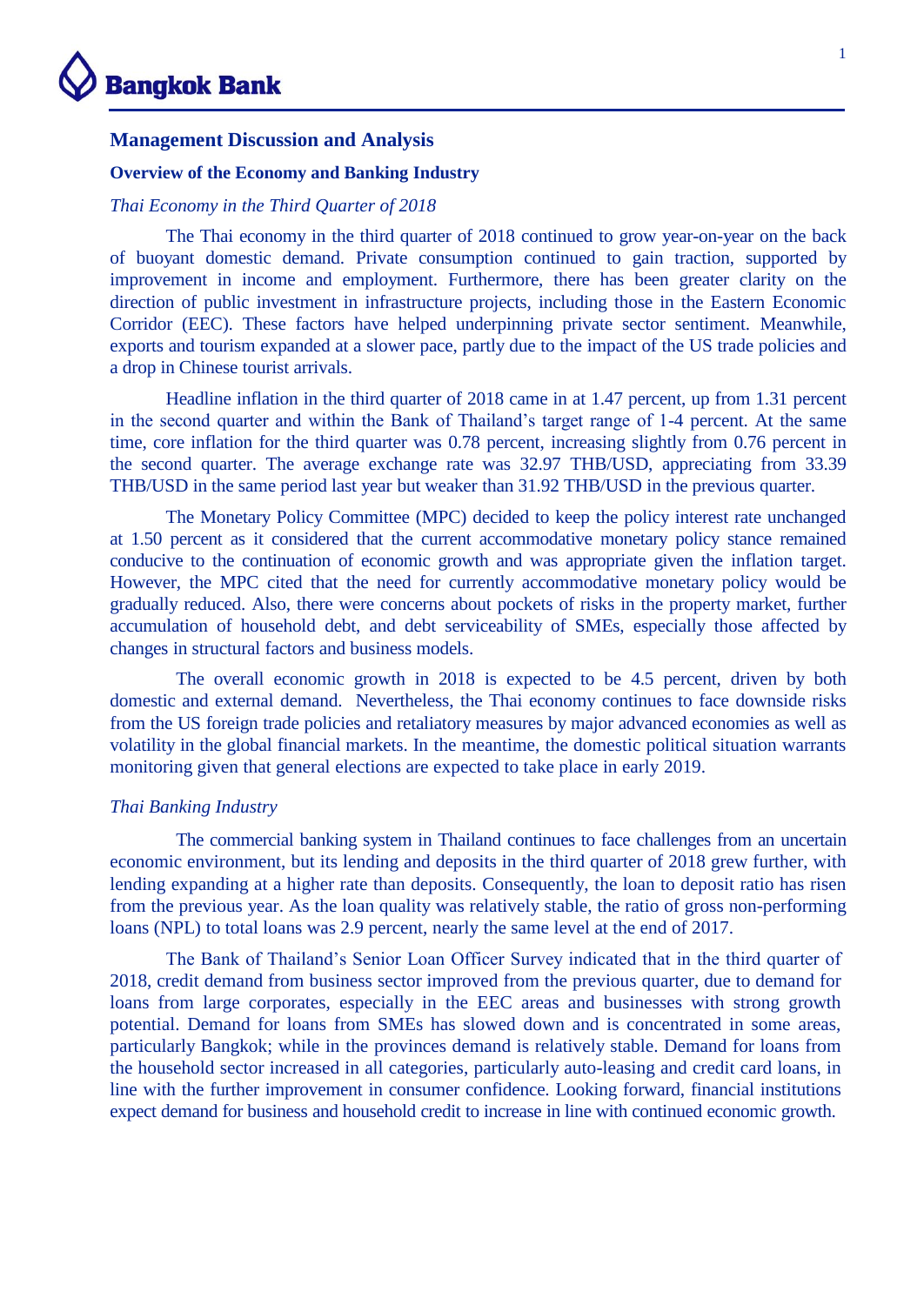## Management Discussion and Analysis

### Overview of the Economy and Banking Industry

*Thai Economy in the Third Quarter of 2018*

The Thai economy in the third quarter of 2018 continued to grow year-on-year on the back of buoyant domestic demand. Private consumption continued to gain traction, supported by improvement in income and employment. Furthermore, there has been greater clarity on the direction of public investment in infrastructure projects, including those in the Eastern Economic Corridor (EEC). These factors have helped underpinning private sector sentiment. Meanwhile, exports and tourism expanded at a slower pace, partly due to the impact of the US trade policies and a drop in Chinese tourist arrivals.

Headline inflation in the third quarter of 2018 came in at 1.47 percent, up from 1.31 percent in the second quarter and within the Bank of Thailand's target range of 1-4 percent. At the same time, core inflation for the third quarter was 0.78 percent, increasing slightly from 0.76 percent in the second quarter. The average exchange rate was 32.97 THB/USD, appreciating from 33.39 THB/USD in the same period last year but weaker than 31.92 THB/USD in the previous quarter.

The Monetary Policy Committee (MPC) decided to keep the policy interest rate unchanged at 1.50 percent as it considered that the current accommodative monetary policy stance remained conducive to the continuation of economic growth and was appropriate given the inflation target. However, the MPC cited that the need for currently accommodative monetary policy would be gradually reduced. Also, there were concerns about pockets of risks in the property market, further accumulation of household debt, and debt serviceability of SMEs, especially those affected by changes in structural factors and business models.

The overall economic growth in 2018 is expected to be 4.5 percent, driven by both domestic and external demand. Nevertheless, the Thai economy continues to face downside risks from the US foreign trade policies and retaliatory measures by major advanced economies as well as volatility in the global financial markets. In the meantime, the domestic political situation warrants monitoring given that general elections are expected to take place in early 2019.

*Thai Banking Industry*

The commercial banking system in Thailand continues to face challenges from an uncertain economic environment, but its lending and deposits in the third quarter of 2018 grew further, with lending expanding at a higher rate than deposits. Consequently, the loan to deposit ratio has risen from the previous year. As the loan quality was relatively stable, the ratio of gross non-performing loans (NPL) to total loans was 2.9 percent, nearly the same level at the end of 2017.

The Bank of Thailand's Senior Loan Officer Survey indicated that in the third quarter of 2018, credit demand from business sector improved from the previous quarter, due to demand for loans from large corporates, especially in the EEC areas and businesses with strong growth potential. Demand for loans from SMEs has slowed down and is concentrated in some areas, particularly Bangkok; while in the provinces demand is relatively stable. Demand for loans from the household sector increased in all categories, particularly auto-leasing and credit card loans, in line with the further improvement in consumer confidence. Looking forward, financial institutions expect demand for business and household credit to increase in line with continued economic growth.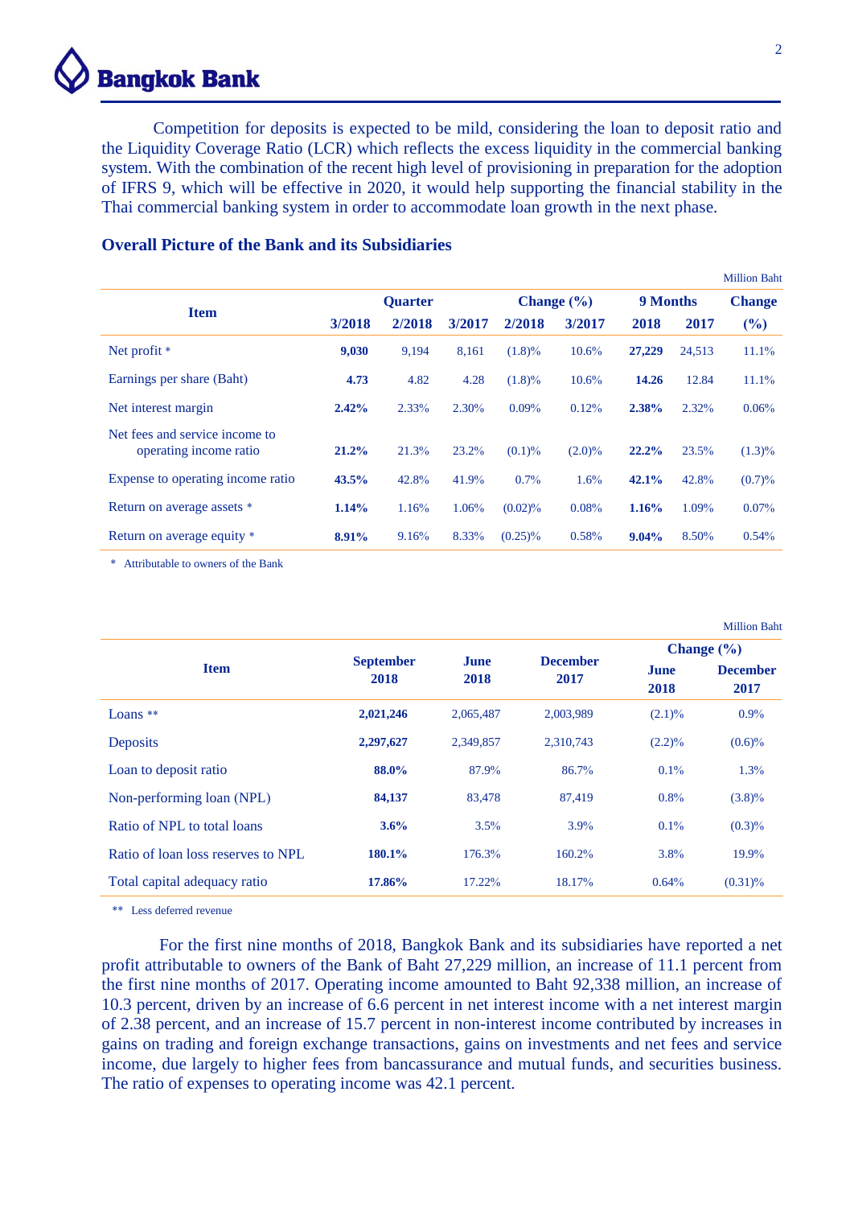Competition for deposits is expected to be mild, considering the loan to deposit ratio and the Liquidity Coverage Ratio (LCR) which reflects the excess liquidity in the commercial banking system. With the combination of the recent high level of provisioning in preparation for the adoption of IFRS 9, which will be effective in 2020, it would help supporting the financial stability in the Thai commercial banking system in order to accommodate loan growth in the next phase.

## Overall Picture of the Bank and its Subsidiaries

Million Baht

| Item | Quarter | | | Change (%) | | 9 Months | | Change |
|---|---|---|---|---|---|---|---|---|
| | 3/2018 | 2/2018 | 3/2017 | 2/2018 | 3/2017 | 2018 | 2017 | (%) |
| Net profit * | **9,030** | 9,194 | 8,161 | (1.8)% | 10.6% | **27,229** | 24,513 | 11.1% |
| Earnings per share (Baht) | **4.73** | 4.82 | 4.28 | (1.8)% | 10.6% | **14.26** | 12.84 | 11.1% |
| Net interest margin | **2.42%** | 2.33% | 2.30% | 0.09% | 0.12% | **2.38%** | 2.32% | 0.06% |
| Net fees and service income to operating income ratio | **21.2%** | 21.3% | 23.2% | (0.1)% | (2.0)% | **22.2%** | 23.5% | (1.3)% |
| Expense to operating income ratio | **43.5%** | 42.8% | 41.9% | 0.7% | 1.6% | **42.1%** | 42.8% | (0.7)% |
| Return on average assets * | **1.14%** | 1.16% | 1.06% | (0.02)% | 0.08% | **1.16%** | 1.09% | 0.07% |
| Return on average equity * | **8.91%** | 9.16% | 8.33% | (0.25)% | 0.58% | **9.04%** | 8.50% | 0.54% |

\* Attributable to owners of the Bank

Million Baht

| Item | September 2018 | June 2018 | December 2017 | Change (%) | |
|---|---|---|---|---|---|
| | | | | June 2018 | December 2017 |
| Loans ** | **2,021,246** | 2,065,487 | 2,003,989 | (2.1)% | 0.9% |
| Deposits | **2,297,627** | 2,349,857 | 2,310,743 | (2.2)% | (0.6)% |
| Loan to deposit ratio | **88.0%** | 87.9% | 86.7% | 0.1% | 1.3% |
| Non-performing loan (NPL) | **84,137** | 83,478 | 87,419 | 0.8% | (3.8)% |
| Ratio of NPL to total loans | **3.6%** | 3.5% | 3.9% | 0.1% | (0.3)% |
| Ratio of loan loss reserves to NPL | **180.1%** | 176.3% | 160.2% | 3.8% | 19.9% |
| Total capital adequacy ratio | **17.86%** | 17.22% | 18.17% | 0.64% | (0.31)% |

** Less deferred revenue

For the first nine months of 2018, Bangkok Bank and its subsidiaries have reported a net profit attributable to owners of the Bank of Baht 27,229 million, an increase of 11.1 percent from the first nine months of 2017. Operating income amounted to Baht 92,338 million, an increase of 10.3 percent, driven by an increase of 6.6 percent in net interest income with a net interest margin of 2.38 percent, and an increase of 15.7 percent in non-interest income contributed by increases in gains on trading and foreign exchange transactions, gains on investments and net fees and service income, due largely to higher fees from bancassurance and mutual funds, and securities business. The ratio of expenses to operating income was 42.1 percent.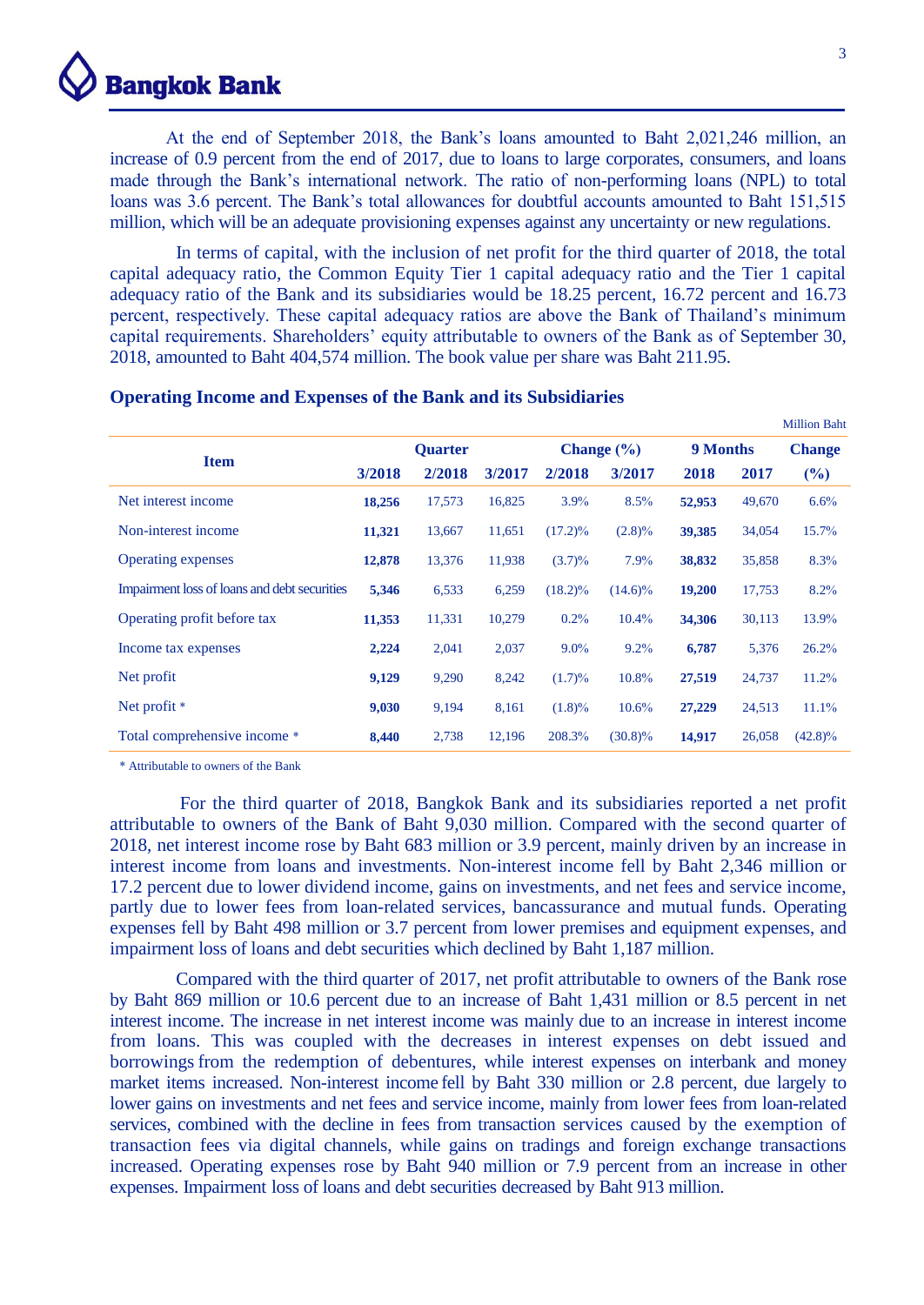At the end of September 2018, the Bank's loans amounted to Baht 2,021,246 million, an increase of 0.9 percent from the end of 2017, due to loans to large corporates, consumers, and loans made through the Bank's international network. The ratio of non-performing loans (NPL) to total loans was 3.6 percent. The Bank's total allowances for doubtful accounts amounted to Baht 151,515 million, which will be an adequate provisioning expenses against any uncertainty or new regulations.

In terms of capital, with the inclusion of net profit for the third quarter of 2018, the total capital adequacy ratio, the Common Equity Tier 1 capital adequacy ratio and the Tier 1 capital adequacy ratio of the Bank and its subsidiaries would be 18.25 percent, 16.72 percent and 16.73 percent, respectively. These capital adequacy ratios are above the Bank of Thailand's minimum capital requirements. Shareholders' equity attributable to owners of the Bank as of September 30, 2018, amounted to Baht 404,574 million. The book value per share was Baht 211.95.

### Operating Income and Expenses of the Bank and its Subsidiaries

Million Baht

| Item | Quarter | | | Change (%) | | 9 Months | | Change |
|---|---|---|---|---|---|---|---|---|
| | 3/2018 | 2/2018 | 3/2017 | 2/2018 | 3/2017 | 2018 | 2017 | (%) |
| Net interest income | **18,256** | 17,573 | 16,825 | 3.9% | 8.5% | **52,953** | 49,670 | 6.6% |
| Non-interest income | **11,321** | 13,667 | 11,651 | (17.2)% | (2.8)% | **39,385** | 34,054 | 15.7% |
| Operating expenses | **12,878** | 13,376 | 11,938 | (3.7)% | 7.9% | **38,832** | 35,858 | 8.3% |
| Impairment loss of loans and debt securities | **5,346** | 6,533 | 6,259 | (18.2)% | (14.6)% | **19,200** | 17,753 | 8.2% |
| Operating profit before tax | **11,353** | 11,331 | 10,279 | 0.2% | 10.4% | **34,306** | 30,113 | 13.9% |
| Income tax expenses | **2,224** | 2,041 | 2,037 | 9.0% | 9.2% | **6,787** | 5,376 | 26.2% |
| Net profit | **9,129** | 9,290 | 8,242 | (1.7)% | 10.8% | **27,519** | 24,737 | 11.2% |
| Net profit * | **9,030** | 9,194 | 8,161 | (1.8)% | 10.6% | **27,229** | 24,513 | 11.1% |
| Total comprehensive income * | **8,440** | 2,738 | 12,196 | 208.3% | (30.8)% | **14,917** | 26,058 | (42.8)% |

* Attributable to owners of the Bank

For the third quarter of 2018, Bangkok Bank and its subsidiaries reported a net profit attributable to owners of the Bank of Baht 9,030 million. Compared with the second quarter of 2018, net interest income rose by Baht 683 million or 3.9 percent, mainly driven by an increase in interest income from loans and investments. Non-interest income fell by Baht 2,346 million or 17.2 percent due to lower dividend income, gains on investments, and net fees and service income, partly due to lower fees from loan-related services, bancassurance and mutual funds. Operating expenses fell by Baht 498 million or 3.7 percent from lower premises and equipment expenses, and impairment loss of loans and debt securities which declined by Baht 1,187 million.

Compared with the third quarter of 2017, net profit attributable to owners of the Bank rose by Baht 869 million or 10.6 percent due to an increase of Baht 1,431 million or 8.5 percent in net interest income. The increase in net interest income was mainly due to an increase in interest income from loans. This was coupled with the decreases in interest expenses on debt issued and borrowings from the redemption of debentures, while interest expenses on interbank and money market items increased. Non-interest income fell by Baht 330 million or 2.8 percent, due largely to lower gains on investments and net fees and service income, mainly from lower fees from loan-related services, combined with the decline in fees from transaction services caused by the exemption of transaction fees via digital channels, while gains on tradings and foreign exchange transactions increased. Operating expenses rose by Baht 940 million or 7.9 percent from an increase in other expenses. Impairment loss of loans and debt securities decreased by Baht 913 million.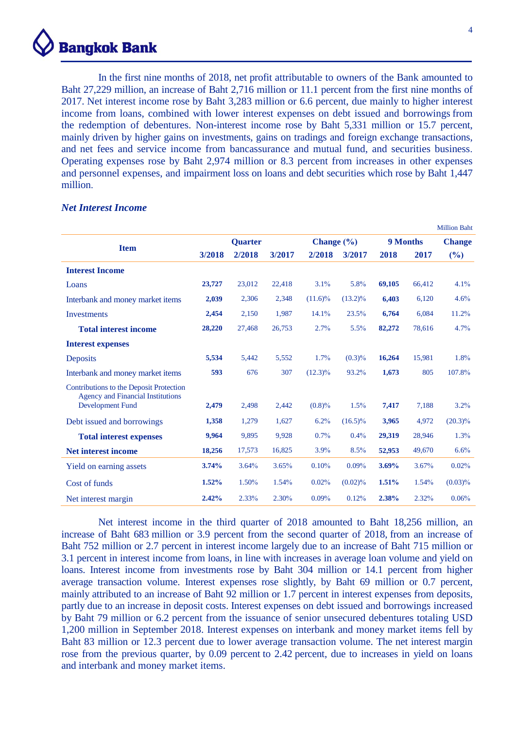In the first nine months of 2018, net profit attributable to owners of the Bank amounted to Baht 27,229 million, an increase of Baht 2,716 million or 11.1 percent from the first nine months of 2017. Net interest income rose by Baht 3,283 million or 6.6 percent, due mainly to higher interest income from loans, combined with lower interest expenses on debt issued and borrowings from the redemption of debentures. Non-interest income rose by Baht 5,331 million or 15.7 percent, mainly driven by higher gains on investments, gains on tradings and foreign exchange transactions, and net fees and service income from bancassurance and mutual fund, and securities business. Operating expenses rose by Baht 2,974 million or 8.3 percent from increases in other expenses and personnel expenses, and impairment loss on loans and debt securities which rose by Baht 1,447 million.

***Net Interest Income***

Million Baht

| Item | Quarter | | | Change (%) | | 9 Months | | Change |
|---|---|---|---|---|---|---|---|---|
| | 3/2018 | 2/2018 | 3/2017 | 2/2018 | 3/2017 | 2018 | 2017 | (%) |
| **Interest Income** | | | | | | | | |
| Loans | **23,727** | 23,012 | 22,418 | 3.1% | 5.8% | **69,105** | 66,412 | 4.1% |
| Interbank and money market items | **2,039** | 2,306 | 2,348 | (11.6)% | (13.2)% | **6,403** | 6,120 | 4.6% |
| Investments | **2,454** | 2,150 | 1,987 | 14.1% | 23.5% | **6,764** | 6,084 | 11.2% |
| **Total interest income** | **28,220** | 27,468 | 26,753 | 2.7% | 5.5% | **82,272** | 78,616 | 4.7% |
| **Interest expenses** | | | | | | | | |
| Deposits | **5,534** | 5,442 | 5,552 | 1.7% | (0.3)% | **16,264** | 15,981 | 1.8% |
| Interbank and money market items | **593** | 676 | 307 | (12.3)% | 93.2% | **1,673** | 805 | 107.8% |
| Contributions to the Deposit Protection Agency and Financial Institutions Development Fund | **2,479** | 2,498 | 2,442 | (0.8)% | 1.5% | **7,417** | 7,188 | 3.2% |
| Debt issued and borrowings | **1,358** | 1,279 | 1,627 | 6.2% | (16.5)% | **3,965** | 4,972 | (20.3)% |
| **Total interest expenses** | **9,964** | 9,895 | 9,928 | 0.7% | 0.4% | **29,319** | 28,946 | 1.3% |
| **Net interest income** | **18,256** | 17,573 | 16,825 | 3.9% | 8.5% | **52,953** | 49,670 | 6.6% |
| Yield on earning assets | **3.74%** | 3.64% | 3.65% | 0.10% | 0.09% | **3.69%** | 3.67% | 0.02% |
| Cost of funds | **1.52%** | 1.50% | 1.54% | 0.02% | (0.02)% | **1.51%** | 1.54% | (0.03)% |
| Net interest margin | **2.42%** | 2.33% | 2.30% | 0.09% | 0.12% | **2.38%** | 2.32% | 0.06% |

Net interest income in the third quarter of 2018 amounted to Baht 18,256 million, an increase of Baht 683 million or 3.9 percent from the second quarter of 2018, from an increase of Baht 752 million or 2.7 percent in interest income largely due to an increase of Baht 715 million or 3.1 percent in interest income from loans, in line with increases in average loan volume and yield on loans. Interest income from investments rose by Baht 304 million or 14.1 percent from higher average transaction volume. Interest expenses rose slightly, by Baht 69 million or 0.7 percent, mainly attributed to an increase of Baht 92 million or 1.7 percent in interest expenses from deposits, partly due to an increase in deposit costs. Interest expenses on debt issued and borrowings increased by Baht 79 million or 6.2 percent from the issuance of senior unsecured debentures totaling USD 1,200 million in September 2018. Interest expenses on interbank and money market items fell by Baht 83 million or 12.3 percent due to lower average transaction volume. The net interest margin rose from the previous quarter, by 0.09 percent to 2.42 percent, due to increases in yield on loans and interbank and money market items.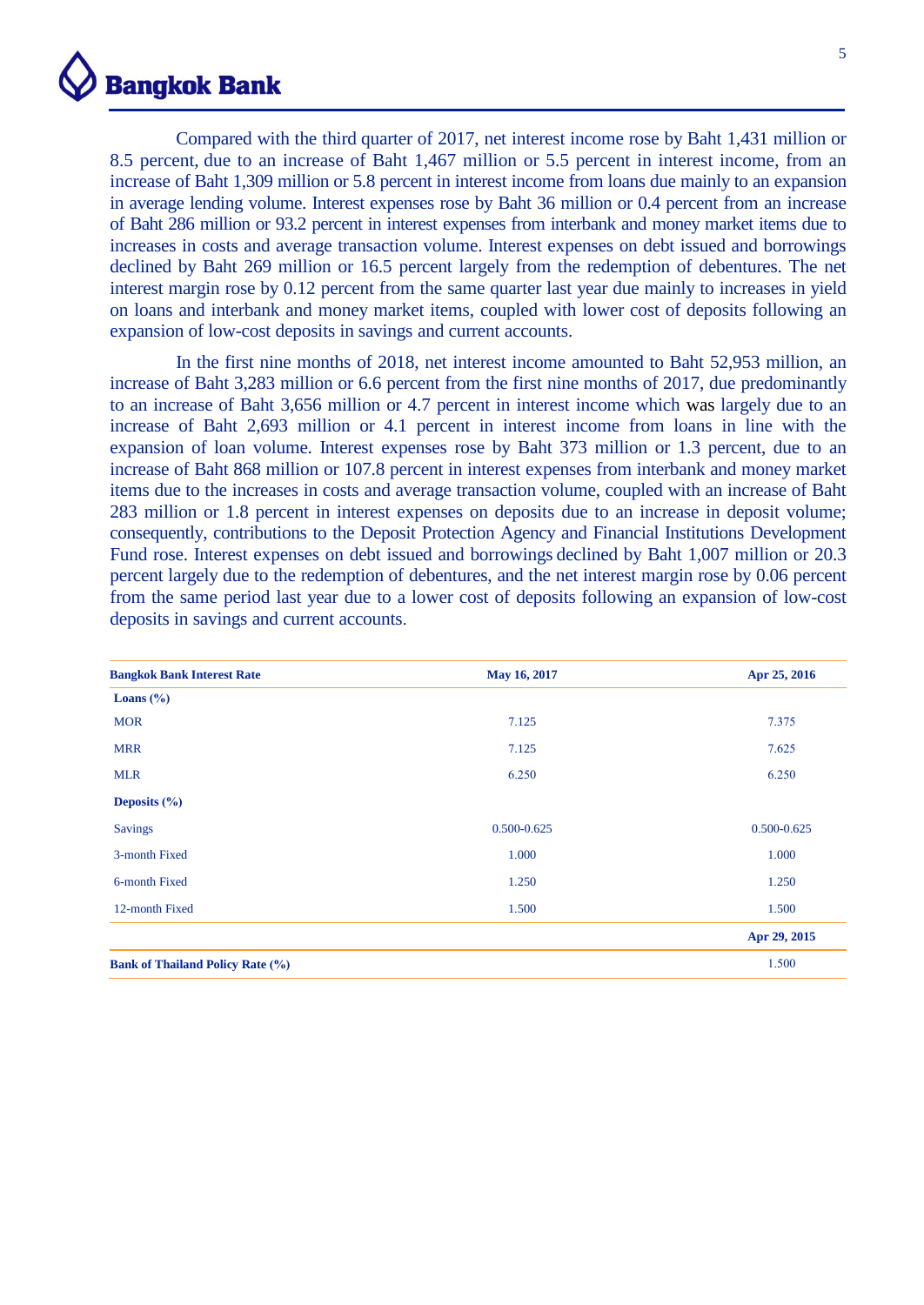Compared with the third quarter of 2017, net interest income rose by Baht 1,431 million or 8.5 percent, due to an increase of Baht 1,467 million or 5.5 percent in interest income, from an increase of Baht 1,309 million or 5.8 percent in interest income from loans due mainly to an expansion in average lending volume. Interest expenses rose by Baht 36 million or 0.4 percent from an increase of Baht 286 million or 93.2 percent in interest expenses from interbank and money market items due to increases in costs and average transaction volume. Interest expenses on debt issued and borrowings declined by Baht 269 million or 16.5 percent largely from the redemption of debentures. The net interest margin rose by 0.12 percent from the same quarter last year due mainly to increases in yield on loans and interbank and money market items, coupled with lower cost of deposits following an expansion of low-cost deposits in savings and current accounts.

In the first nine months of 2018, net interest income amounted to Baht 52,953 million, an increase of Baht 3,283 million or 6.6 percent from the first nine months of 2017, due predominantly to an increase of Baht 3,656 million or 4.7 percent in interest income which was largely due to an increase of Baht 2,693 million or 4.1 percent in interest income from loans in line with the expansion of loan volume. Interest expenses rose by Baht 373 million or 1.3 percent, due to an increase of Baht 868 million or 107.8 percent in interest expenses from interbank and money market items due to the increases in costs and average transaction volume, coupled with an increase of Baht 283 million or 1.8 percent in interest expenses on deposits due to an increase in deposit volume; consequently, contributions to the Deposit Protection Agency and Financial Institutions Development Fund rose. Interest expenses on debt issued and borrowings declined by Baht 1,007 million or 20.3 percent largely due to the redemption of debentures, and the net interest margin rose by 0.06 percent from the same period last year due to a lower cost of deposits following an expansion of low-cost deposits in savings and current accounts.

| Bangkok Bank Interest Rate | May 16, 2017 | Apr 25, 2016 |
|---|---|---|
| **Loans (%)** | | |
| MOR | 7.125 | 7.375 |
| MRR | 7.125 | 7.625 |
| MLR | 6.250 | 6.250 |
| **Deposits (%)** | | |
| Savings | 0.500-0.625 | 0.500-0.625 |
| 3-month Fixed | 1.000 | 1.000 |
| 6-month Fixed | 1.250 | 1.250 |
| 12-month Fixed | 1.500 | 1.500 |
| | | **Apr 29, 2015** |
| **Bank of Thailand Policy Rate (%)** | | 1.500 |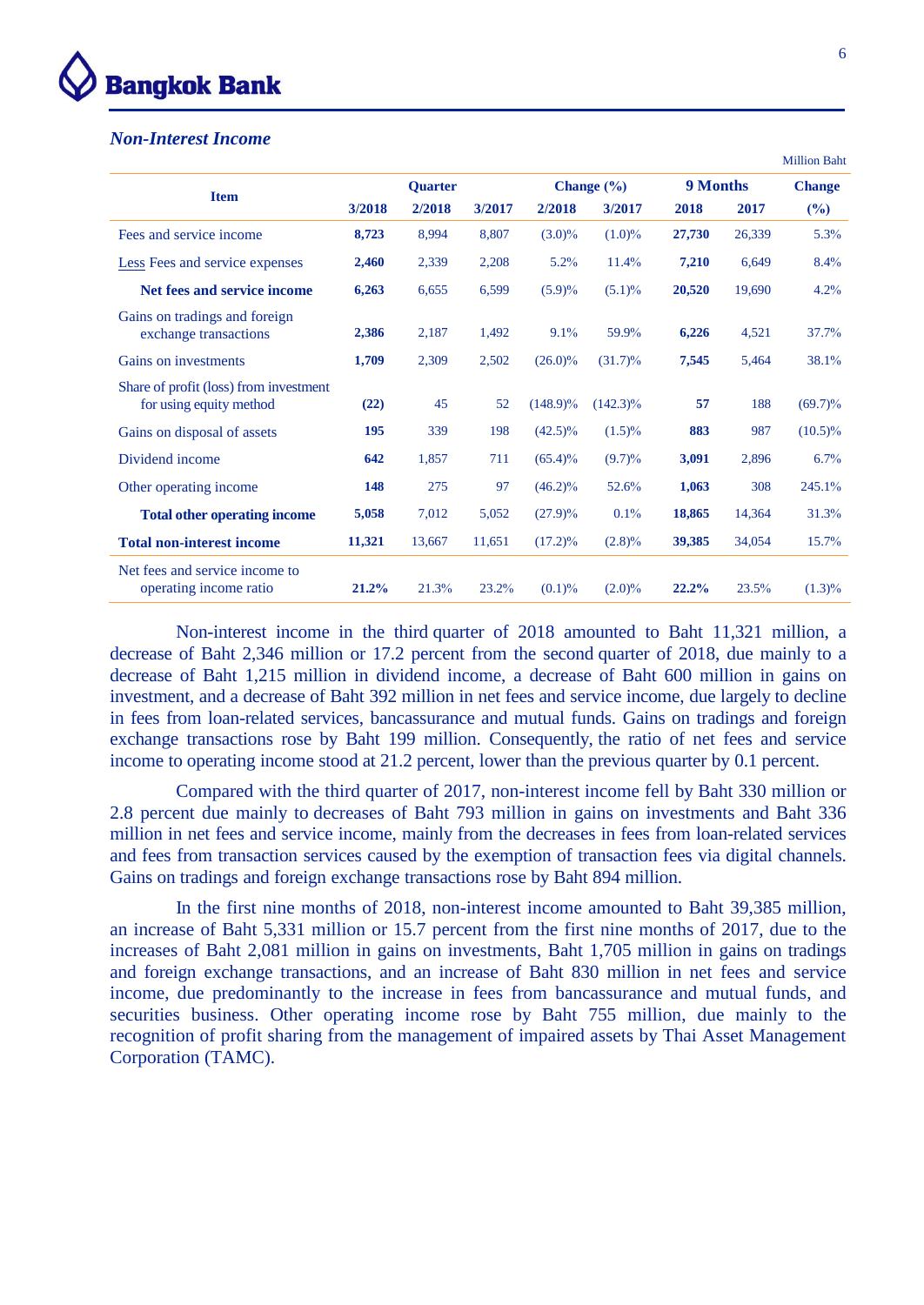## *Non-Interest Income*

Million Baht

| Item | Quarter | | | Change (%) | | 9 Months | | Change |
|---|---|---|---|---|---|---|---|---|
| | 3/2018 | 2/2018 | 3/2017 | 2/2018 | 3/2017 | 2018 | 2017 | (%) |
| Fees and service income | **8,723** | 8,994 | 8,807 | (3.0)% | (1.0)% | **27,730** | 26,339 | 5.3% |
| Less Fees and service expenses | **2,460** | 2,339 | 2,208 | 5.2% | 11.4% | **7,210** | 6,649 | 8.4% |
| **Net fees and service income** | **6,263** | 6,655 | 6,599 | (5.9)% | (5.1)% | **20,520** | 19,690 | 4.2% |
| Gains on tradings and foreign exchange transactions | **2,386** | 2,187 | 1,492 | 9.1% | 59.9% | **6,226** | 4,521 | 37.7% |
| Gains on investments | **1,709** | 2,309 | 2,502 | (26.0)% | (31.7)% | **7,545** | 5,464 | 38.1% |
| Share of profit (loss) from investment for using equity method | **(22)** | 45 | 52 | (148.9)% | (142.3)% | **57** | 188 | (69.7)% |
| Gains on disposal of assets | **195** | 339 | 198 | (42.5)% | (1.5)% | **883** | 987 | (10.5)% |
| Dividend income | **642** | 1,857 | 711 | (65.4)% | (9.7)% | **3,091** | 2,896 | 6.7% |
| Other operating income | **148** | 275 | 97 | (46.2)% | 52.6% | **1,063** | 308 | 245.1% |
| **Total other operating income** | **5,058** | 7,012 | 5,052 | (27.9)% | 0.1% | **18,865** | 14,364 | 31.3% |
| **Total non-interest income** | **11,321** | 13,667 | 11,651 | (17.2)% | (2.8)% | **39,385** | 34,054 | 15.7% |
| Net fees and service income to operating income ratio | **21.2%** | 21.3% | 23.2% | (0.1)% | (2.0)% | **22.2%** | 23.5% | (1.3)% |

Non-interest income in the third quarter of 2018 amounted to Baht 11,321 million, a decrease of Baht 2,346 million or 17.2 percent from the second quarter of 2018, due mainly to a decrease of Baht 1,215 million in dividend income, a decrease of Baht 600 million in gains on investment, and a decrease of Baht 392 million in net fees and service income, due largely to decline in fees from loan-related services, bancassurance and mutual funds. Gains on tradings and foreign exchange transactions rose by Baht 199 million. Consequently, the ratio of net fees and service income to operating income stood at 21.2 percent, lower than the previous quarter by 0.1 percent.

Compared with the third quarter of 2017, non-interest income fell by Baht 330 million or 2.8 percent due mainly to decreases of Baht 793 million in gains on investments and Baht 336 million in net fees and service income, mainly from the decreases in fees from loan-related services and fees from transaction services caused by the exemption of transaction fees via digital channels. Gains on tradings and foreign exchange transactions rose by Baht 894 million.

In the first nine months of 2018, non-interest income amounted to Baht 39,385 million, an increase of Baht 5,331 million or 15.7 percent from the first nine months of 2017, due to the increases of Baht 2,081 million in gains on investments, Baht 1,705 million in gains on tradings and foreign exchange transactions, and an increase of Baht 830 million in net fees and service income, due predominantly to the increase in fees from bancassurance and mutual funds, and securities business. Other operating income rose by Baht 755 million, due mainly to the recognition of profit sharing from the management of impaired assets by Thai Asset Management Corporation (TAMC).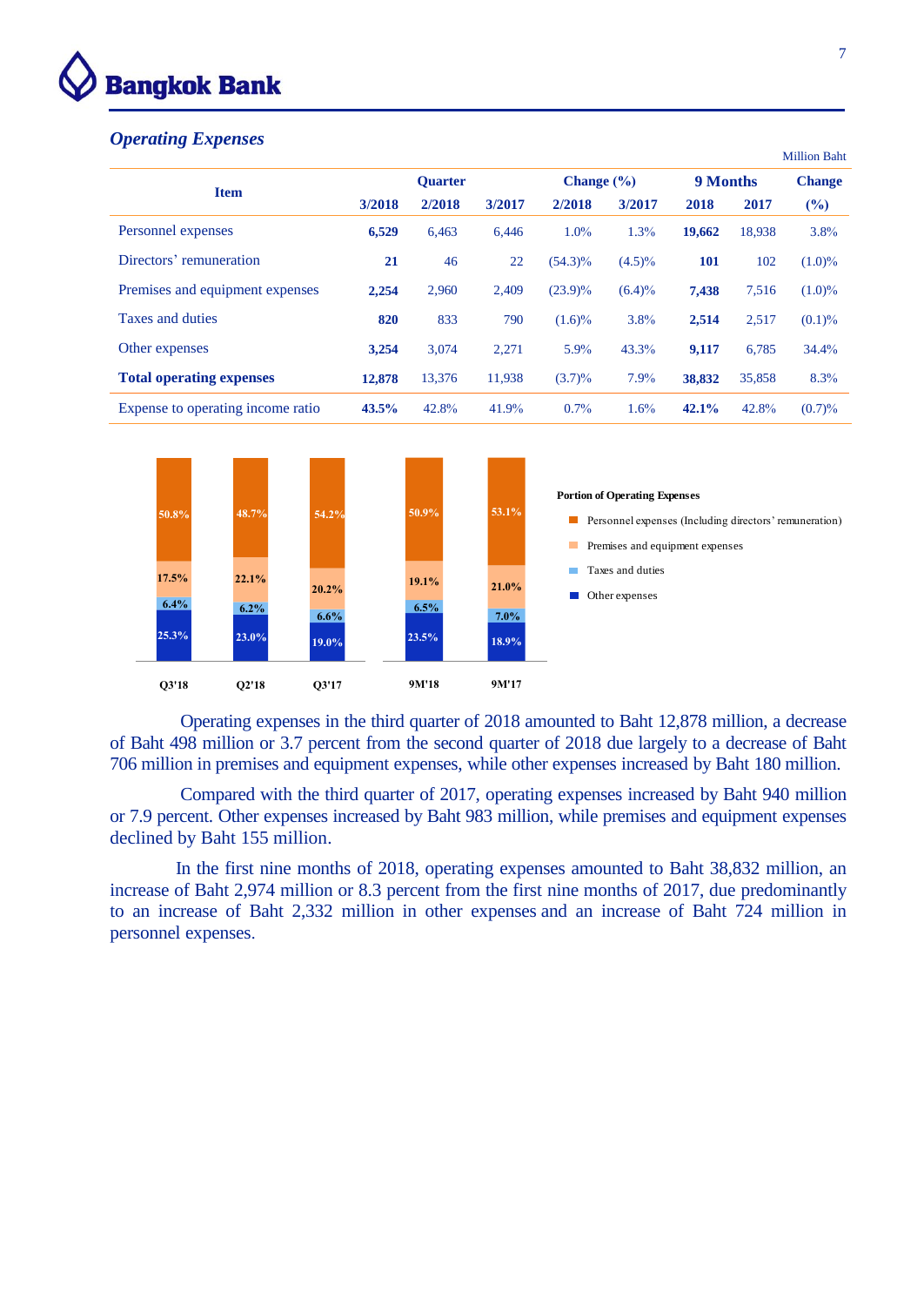## *Operating Expenses*

Million Baht

| Item | Quarter | | | Change (%) | | 9 Months | | Change |
|---|---|---|---|---|---|---|---|---|
| | **3/2018** | **2/2018** | **3/2017** | **2/2018** | **3/2017** | **2018** | **2017** | **(%)** |
| Personnel expenses | **6,529** | 6,463 | 6,446 | 1.0% | 1.3% | **19,662** | 18,938 | 3.8% |
| Directors' remuneration | **21** | 46 | 22 | (54.3)% | (4.5)% | **101** | 102 | (1.0)% |
| Premises and equipment expenses | **2,254** | 2,960 | 2,409 | (23.9)% | (6.4)% | **7,438** | 7,516 | (1.0)% |
| Taxes and duties | **820** | 833 | 790 | (1.6)% | 3.8% | **2,514** | 2,517 | (0.1)% |
| Other expenses | **3,254** | 3,074 | 2,271 | 5.9% | 43.3% | **9,117** | 6,785 | 34.4% |
| **Total operating expenses** | **12,878** | 13,376 | 11,938 | (3.7)% | 7.9% | **38,832** | 35,858 | 8.3% |
| Expense to operating income ratio | **43.5%** | 42.8% | 41.9% | 0.7% | 1.6% | **42.1%** | 42.8% | (0.7)% |

**Portion of Operating Expenses**

| | Q3'18 | Q2'18 | Q3'17 | 9M'18 | 9M'17 |
|---|---|---|---|---|---|
| Personnel expenses (Including directors' remuneration) | 50.8% | 48.7% | 54.2% | 50.9% | 53.1% |
| Premises and equipment expenses | 17.5% | 22.1% | 20.2% | 19.1% | 21.0% |
| Taxes and duties | 6.4% | 6.2% | 6.6% | 6.5% | 7.0% |
| Other expenses | 25.3% | 23.0% | 19.0% | 23.5% | 18.9% |

Operating expenses in the third quarter of 2018 amounted to Baht 12,878 million, a decrease of Baht 498 million or 3.7 percent from the second quarter of 2018 due largely to a decrease of Baht 706 million in premises and equipment expenses, while other expenses increased by Baht 180 million.

Compared with the third quarter of 2017, operating expenses increased by Baht 940 million or 7.9 percent. Other expenses increased by Baht 983 million, while premises and equipment expenses declined by Baht 155 million.

In the first nine months of 2018, operating expenses amounted to Baht 38,832 million, an increase of Baht 2,974 million or 8.3 percent from the first nine months of 2017, due predominantly to an increase of Baht 2,332 million in other expenses and an increase of Baht 724 million in personnel expenses.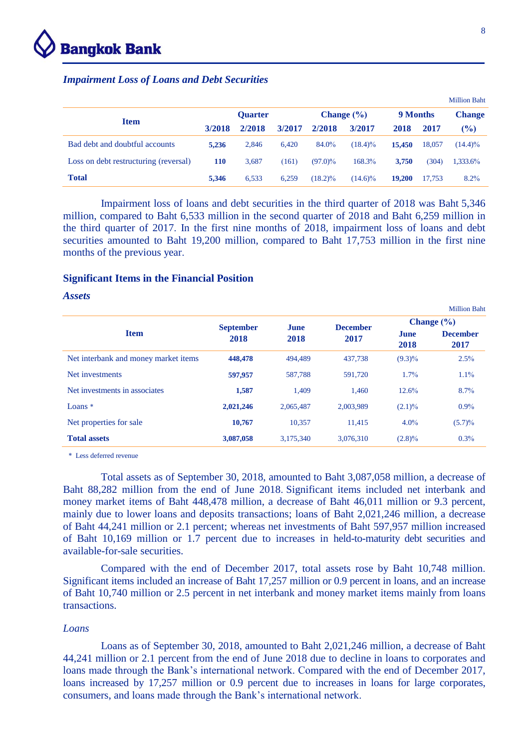### *Impairment Loss of Loans and Debt Securities*

Million Baht

| Item | Quarter | | | Change (%) | | 9 Months | | Change |
|---|---|---|---|---|---|---|---|---|
| | 3/2018 | 2/2018 | 3/2017 | 2/2018 | 3/2017 | 2018 | 2017 | (%) |
| Bad debt and doubtful accounts | **5,236** | 2,846 | 6,420 | 84.0% | (18.4)% | **15,450** | 18,057 | (14.4)% |
| Loss on debt restructuring (reversal) | **110** | 3,687 | (161) | (97.0)% | 168.3% | **3,750** | (304) | 1,333.6% |
| **Total** | **5,346** | 6,533 | 6,259 | (18.2)% | (14.6)% | **19,200** | 17,753 | 8.2% |

Impairment loss of loans and debt securities in the third quarter of 2018 was Baht 5,346 million, compared to Baht 6,533 million in the second quarter of 2018 and Baht 6,259 million in the third quarter of 2017. In the first nine months of 2018, impairment loss of loans and debt securities amounted to Baht 19,200 million, compared to Baht 17,753 million in the first nine months of the previous year.

## Significant Items in the Financial Position

### *Assets*

Million Baht

| Item | September 2018 | June 2018 | December 2017 | Change (%) | |
|---|---|---|---|---|---|
| | | | | June 2018 | December 2017 |
| Net interbank and money market items | **448,478** | 494,489 | 437,738 | (9.3)% | 2.5% |
| Net investments | **597,957** | 587,788 | 591,720 | 1.7% | 1.1% |
| Net investments in associates | **1,587** | 1,409 | 1,460 | 12.6% | 8.7% |
| Loans * | **2,021,246** | 2,065,487 | 2,003,989 | (2.1)% | 0.9% |
| Net properties for sale | **10,767** | 10,357 | 11,415 | 4.0% | (5.7)% |
| **Total assets** | **3,087,058** | 3,175,340 | 3,076,310 | (2.8)% | 0.3% |

\* Less deferred revenue

Total assets as of September 30, 2018, amounted to Baht 3,087,058 million, a decrease of Baht 88,282 million from the end of June 2018. Significant items included net interbank and money market items of Baht 448,478 million, a decrease of Baht 46,011 million or 9.3 percent, mainly due to lower loans and deposits transactions; loans of Baht 2,021,246 million, a decrease of Baht 44,241 million or 2.1 percent; whereas net investments of Baht 597,957 million increased of Baht 10,169 million or 1.7 percent due to increases in held-to-maturity debt securities and available-for-sale securities.

Compared with the end of December 2017, total assets rose by Baht 10,748 million. Significant items included an increase of Baht 17,257 million or 0.9 percent in loans, and an increase of Baht 10,740 million or 2.5 percent in net interbank and money market items mainly from loans transactions.

*Loans*

Loans as of September 30, 2018, amounted to Baht 2,021,246 million, a decrease of Baht 44,241 million or 2.1 percent from the end of June 2018 due to decline in loans to corporates and loans made through the Bank's international network. Compared with the end of December 2017, loans increased by 17,257 million or 0.9 percent due to increases in loans for large corporates, consumers, and loans made through the Bank's international network.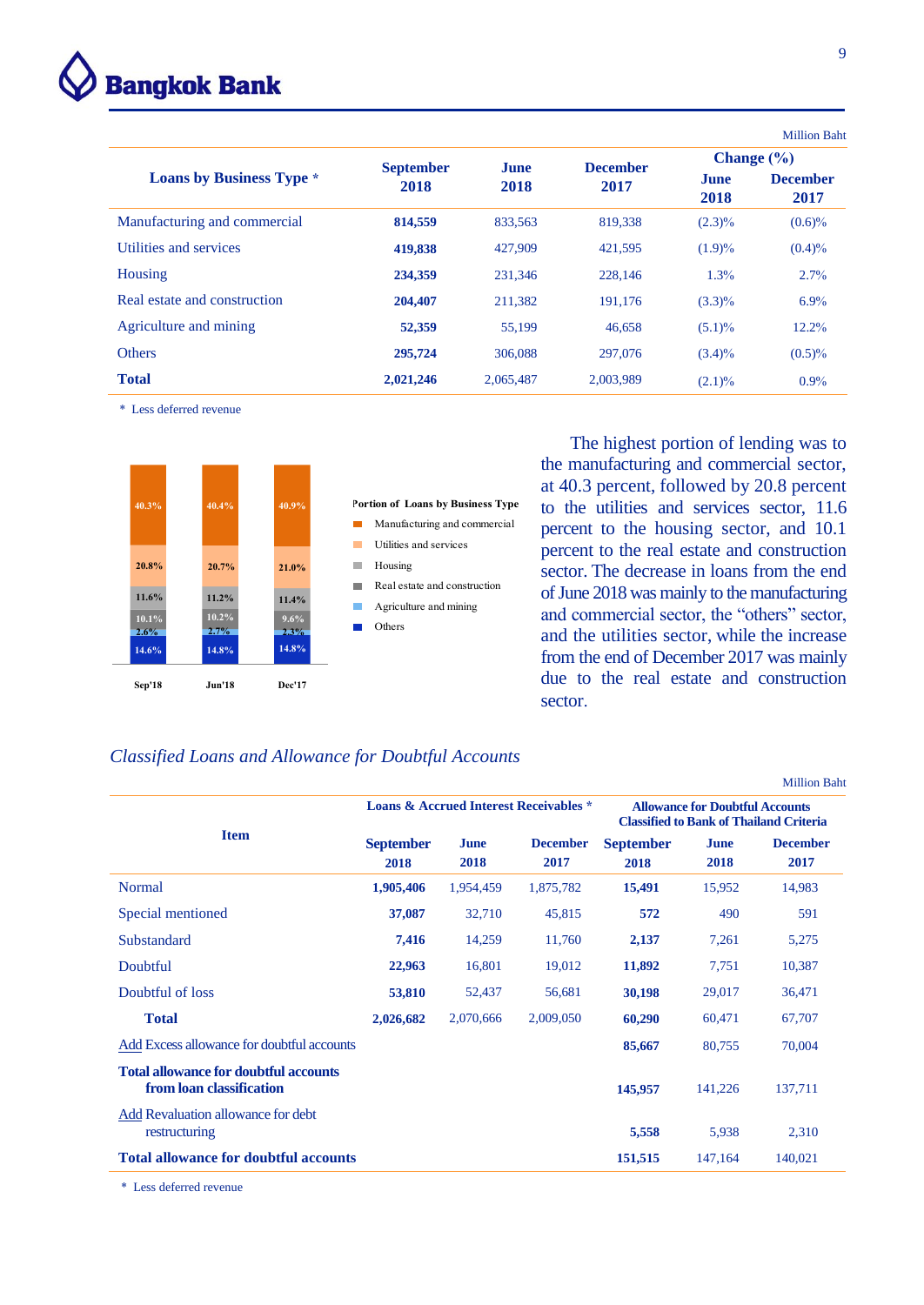Million Baht

| Loans by Business Type * | September 2018 | June 2018 | December 2017 | Change (%) June 2018 | Change (%) December 2017 |
|---|---|---|---|---|---|
| Manufacturing and commercial | **814,559** | 833,563 | 819,338 | (2.3)% | (0.6)% |
| Utilities and services | **419,838** | 427,909 | 421,595 | (1.9)% | (0.4)% |
| Housing | **234,359** | 231,346 | 228,146 | 1.3% | 2.7% |
| Real estate and construction | **204,407** | 211,382 | 191,176 | (3.3)% | 6.9% |
| Agriculture and mining | **52,359** | 55,199 | 46,658 | (5.1)% | 12.2% |
| Others | **295,724** | 306,088 | 297,076 | (3.4)% | (0.5)% |
| **Total** | **2,021,246** | 2,065,487 | 2,003,989 | (2.1)% | 0.9% |

\* Less deferred revenue

Portion of Loans by Business Type

| | Sep'18 | Jun'18 | Dec'17 |
|---|---|---|---|
| Manufacturing and commercial | 40.3% | 40.4% | 40.9% |
| Utilities and services | 20.8% | 20.7% | 21.0% |
| Housing | 11.6% | 11.2% | 11.4% |
| Real estate and construction | 10.1% | 10.2% | 9.6% |
| Agriculture and mining | 2.6% | 2.7% | 2.3% |
| Others | 14.6% | 14.8% | 14.8% |

The highest portion of lending was to the manufacturing and commercial sector, at 40.3 percent, followed by 20.8 percent to the utilities and services sector, 11.6 percent to the housing sector, and 10.1 percent to the real estate and construction sector. The decrease in loans from the end of June 2018 was mainly to the manufacturing and commercial sector, the "others" sector, and the utilities and services sector, while the increase from the end of December 2017 was mainly due to the real estate and construction sector.

## *Classified Loans and Allowance for Doubtful Accounts*

Million Baht

| Item | Loans & Accrued Interest Receivables * | | | Allowance for Doubtful Accounts Classified to Bank of Thailand Criteria | | |
|---|---|---|---|---|---|---|
| | September 2018 | June 2018 | December 2017 | September 2018 | June 2018 | December 2017 |
| Normal | **1,905,406** | 1,954,459 | 1,875,782 | **15,491** | 15,952 | 14,983 |
| Special mentioned | **37,087** | 32,710 | 45,815 | **572** | 490 | 591 |
| Substandard | **7,416** | 14,259 | 11,760 | **2,137** | 7,261 | 5,275 |
| Doubtful | **22,963** | 16,801 | 19,012 | **11,892** | 7,751 | 10,387 |
| Doubtful of loss | **53,810** | 52,437 | 56,681 | **30,198** | 29,017 | 36,471 |
| **Total** | **2,026,682** | 2,070,666 | 2,009,050 | **60,290** | 60,471 | 67,707 |
| Add Excess allowance for doubtful accounts | | | | **85,667** | 80,755 | 70,004 |
| **Total allowance for doubtful accounts from loan classification** | | | | **145,957** | 141,226 | 137,711 |
| Add Revaluation allowance for debt restructuring | | | | **5,558** | 5,938 | 2,310 |
| **Total allowance for doubtful accounts** | | | | **151,515** | 147,164 | 140,021 |

\* Less deferred revenue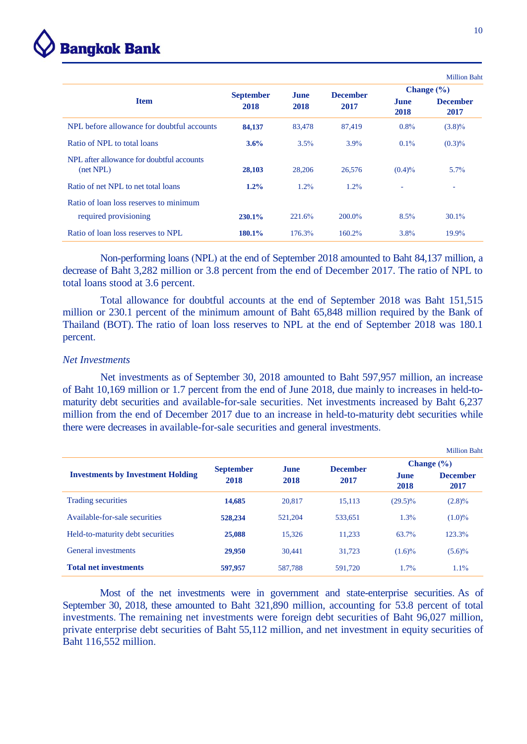Million Baht

| Item | September 2018 | June 2018 | December 2017 | Change (%) | |
|---|---|---|---|---|---|
| | | | | June 2018 | December 2017 |
| NPL before allowance for doubtful accounts | **84,137** | 83,478 | 87,419 | 0.8% | (3.8)% |
| Ratio of NPL to total loans | **3.6%** | 3.5% | 3.9% | 0.1% | (0.3)% |
| NPL after allowance for doubtful accounts (net NPL) | **28,103** | 28,206 | 26,576 | (0.4)% | 5.7% |
| Ratio of net NPL to net total loans | **1.2%** | 1.2% | 1.2% | - | - |
| Ratio of loan loss reserves to minimum required provisioning | **230.1%** | 221.6% | 200.0% | 8.5% | 30.1% |
| Ratio of loan loss reserves to NPL | **180.1%** | 176.3% | 160.2% | 3.8% | 19.9% |

Non-performing loans (NPL) at the end of September 2018 amounted to Baht 84,137 million, a decrease of Baht 3,282 million or 3.8 percent from the end of December 2017. The ratio of NPL to total loans stood at 3.6 percent.

Total allowance for doubtful accounts at the end of September 2018 was Baht 151,515 million or 230.1 percent of the minimum amount of Baht 65,848 million required by the Bank of Thailand (BOT). The ratio of loan loss reserves to NPL at the end of September 2018 was 180.1 percent.

*Net Investments*

Net investments as of September 30, 2018 amounted to Baht 597,957 million, an increase of Baht 10,169 million or 1.7 percent from the end of June 2018, due mainly to increases in held-to-maturity debt securities and available-for-sale securities. Net investments increased by Baht 6,237 million from the end of December 2017 due to an increase in held-to-maturity debt securities while there were decreases in available-for-sale securities and general investments.

Million Baht

| Investments by Investment Holding | September 2018 | June 2018 | December 2017 | Change (%) | |
|---|---|---|---|---|---|
| | | | | June 2018 | December 2017 |
| Trading securities | **14,685** | 20,817 | 15,113 | (29.5)% | (2.8)% |
| Available-for-sale securities | **528,234** | 521,204 | 533,651 | 1.3% | (1.0)% |
| Held-to-maturity debt securities | **25,088** | 15,326 | 11,233 | 63.7% | 123.3% |
| General investments | **29,950** | 30,441 | 31,723 | (1.6)% | (5.6)% |
| **Total net investments** | **597,957** | 587,788 | 591,720 | 1.7% | 1.1% |

Most of the net investments were in government and state-enterprise securities. As of September 30, 2018, these amounted to Baht 321,890 million, accounting for 53.8 percent of total investments. The remaining net investments were foreign debt securities of Baht 96,027 million, private enterprise debt securities of Baht 55,112 million, and net investment in equity securities of Baht 116,552 million.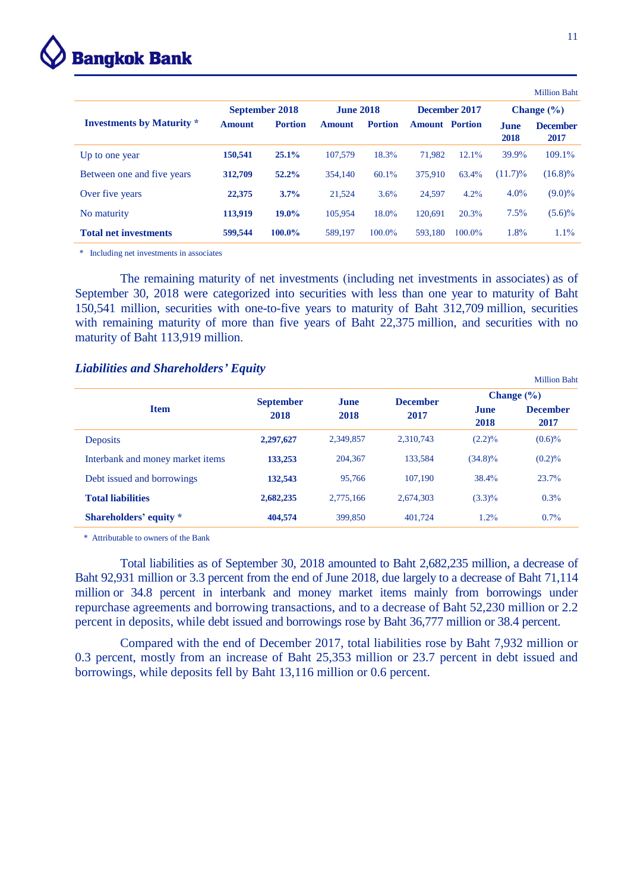Million Baht

| Investments by Maturity * | September 2018 | | June 2018 | | December 2017 | | Change (%) | |
|---|---|---|---|---|---|---|---|---|
| | **Amount** | **Portion** | **Amount** | **Portion** | **Amount** | **Portion** | **June 2018** | **December 2017** |
| Up to one year | **150,541** | **25.1%** | 107,579 | 18.3% | 71,982 | 12.1% | 39.9% | 109.1% |
| Between one and five years | **312,709** | **52.2%** | 354,140 | 60.1% | 375,910 | 63.4% | (11.7)% | (16.8)% |
| Over five years | **22,375** | **3.7%** | 21,524 | 3.6% | 24,597 | 4.2% | 4.0% | (9.0)% |
| No maturity | **113,919** | **19.0%** | 105,954 | 18.0% | 120,691 | 20.3% | 7.5% | (5.6)% |
| **Total net investments** | **599,544** | **100.0%** | 589,197 | 100.0% | 593,180 | 100.0% | 1.8% | 1.1% |

\* Including net investments in associates

The remaining maturity of net investments (including net investments in associates) as of September 30, 2018 were categorized into securities with less than one year to maturity of Baht 150,541 million, securities with one-to-five years to maturity of Baht 312,709 million, securities with remaining maturity of more than five years of Baht 22,375 million, and securities with no maturity of Baht 113,919 million.

### *Liabilities and Shareholders' Equity*

Million Baht

| Item | September 2018 | June 2018 | December 2017 | Change (%) | |
|---|---|---|---|---|---|
| | | | | **June 2018** | **December 2017** |
| Deposits | **2,297,627** | 2,349,857 | 2,310,743 | (2.2)% | (0.6)% |
| Interbank and money market items | **133,253** | 204,367 | 133,584 | (34.8)% | (0.2)% |
| Debt issued and borrowings | **132,543** | 95,766 | 107,190 | 38.4% | 23.7% |
| **Total liabilities** | **2,682,235** | 2,775,166 | 2,674,303 | (3.3)% | 0.3% |
| **Shareholders' equity *** | **404,574** | 399,850 | 401,724 | 1.2% | 0.7% |

\* Attributable to owners of the Bank

Total liabilities as of September 30, 2018 amounted to Baht 2,682,235 million, a decrease of Baht 92,931 million or 3.3 percent from the end of June 2018, due largely to a decrease of Baht 71,114 million or 34.8 percent in interbank and money market items mainly from borrowings under repurchase agreements and borrowing transactions, and to a decrease of Baht 52,230 million or 2.2 percent in deposits, while debt issued and borrowings rose by Baht 36,777 million or 38.4 percent.

Compared with the end of December 2017, total liabilities rose by Baht 7,932 million or 0.3 percent, mostly from an increase of Baht 25,353 million or 23.7 percent in debt issued and borrowings, while deposits fell by Baht 13,116 million or 0.6 percent.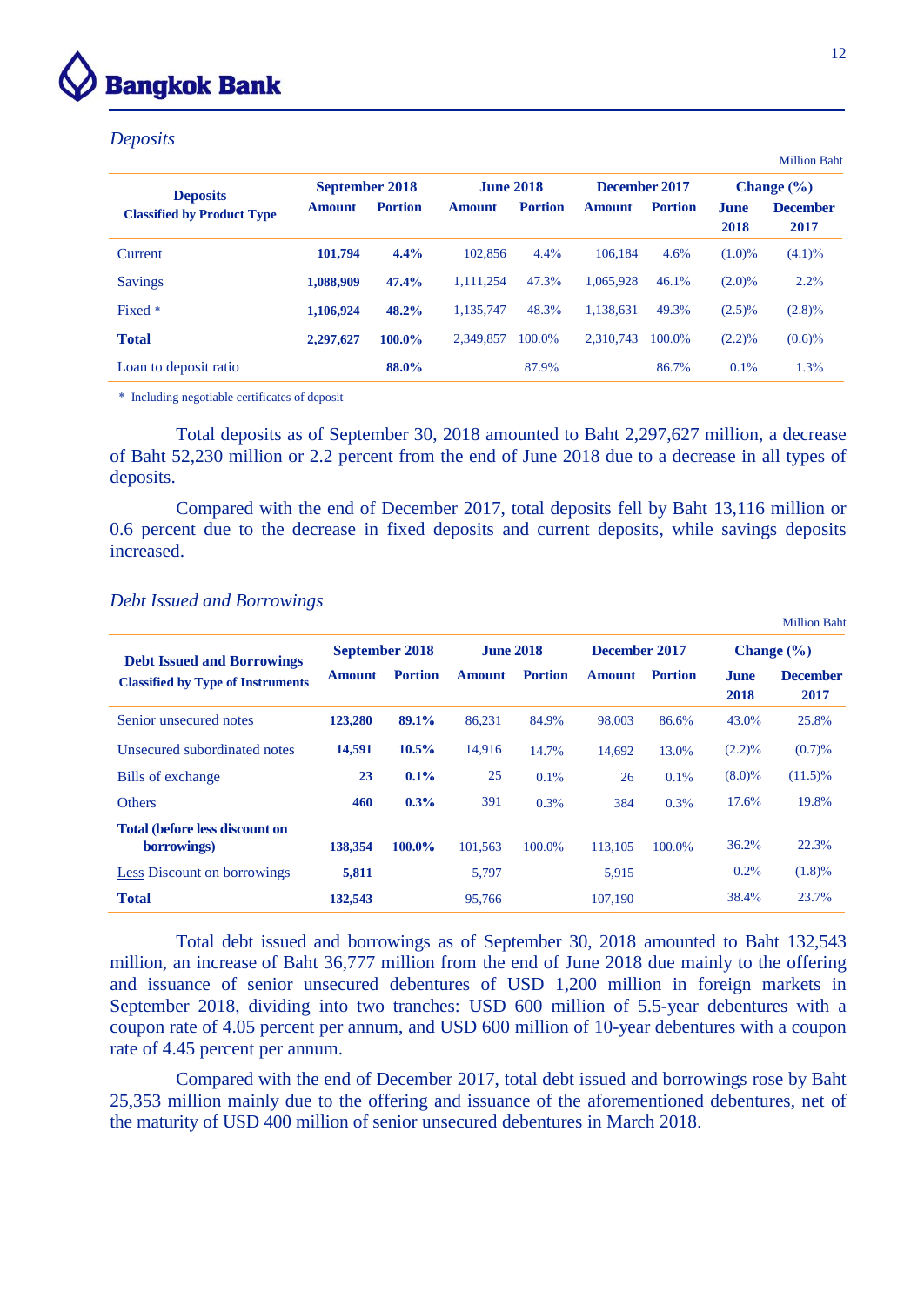*Deposits*

Million Baht

| Deposits Classified by Product Type | September 2018 | | June 2018 | | December 2017 | | Change (%) | |
|---|---|---|---|---|---|---|---|---|
| | Amount | Portion | Amount | Portion | Amount | Portion | June 2018 | December 2017 |
| Current | **101,794** | **4.4%** | 102,856 | 4.4% | 106,184 | 4.6% | (1.0)% | (4.1)% |
| Savings | **1,088,909** | **47.4%** | 1,111,254 | 47.3% | 1,065,928 | 46.1% | (2.0)% | 2.2% |
| Fixed * | **1,106,924** | **48.2%** | 1,135,747 | 48.3% | 1,138,631 | 49.3% | (2.5)% | (2.8)% |
| **Total** | **2,297,627** | **100.0%** | 2,349,857 | 100.0% | 2,310,743 | 100.0% | (2.2)% | (0.6)% |
| Loan to deposit ratio | | **88.0%** | | 87.9% | | 86.7% | 0.1% | 1.3% |

\* Including negotiable certificates of deposit

Total deposits as of September 30, 2018 amounted to Baht 2,297,627 million, a decrease of Baht 52,230 million or 2.2 percent from the end of June 2018 due to a decrease in all types of deposits.

Compared with the end of December 2017, total deposits fell by Baht 13,116 million or 0.6 percent due to the decrease in fixed deposits and current deposits, while savings deposits increased.

*Debt Issued and Borrowings*

Million Baht

| Debt Issued and Borrowings Classified by Type of Instruments | September 2018 | | June 2018 | | December 2017 | | Change (%) | |
|---|---|---|---|---|---|---|---|---|
| | Amount | Portion | Amount | Portion | Amount | Portion | June 2018 | December 2017 |
| Senior unsecured notes | **123,280** | **89.1%** | 86,231 | 84.9% | 98,003 | 86.6% | 43.0% | 25.8% |
| Unsecured subordinated notes | **14,591** | **10.5%** | 14,916 | 14.7% | 14,692 | 13.0% | (2.2)% | (0.7)% |
| Bills of exchange | **23** | **0.1%** | 25 | 0.1% | 26 | 0.1% | (8.0)% | (11.5)% |
| Others | **460** | **0.3%** | 391 | 0.3% | 384 | 0.3% | 17.6% | 19.8% |
| **Total (before less discount on borrowings)** | **138,354** | **100.0%** | 101,563 | 100.0% | 113,105 | 100.0% | 36.2% | 22.3% |
| Less Discount on borrowings | **5,811** | | 5,797 | | 5,915 | | 0.2% | (1.8)% |
| **Total** | **132,543** | | 95,766 | | 107,190 | | 38.4% | 23.7% |

Total debt issued and borrowings as of September 30, 2018 amounted to Baht 132,543 million, an increase of Baht 36,777 million from the end of June 2018 due mainly to the offering and issuance of senior unsecured debentures of USD 1,200 million in foreign markets in September 2018, dividing into two tranches: USD 600 million of 5.5-year debentures with a coupon rate of 4.05 percent per annum, and USD 600 million of 10-year debentures with a coupon rate of 4.45 percent per annum.

Compared with the end of December 2017, total debt issued and borrowings rose by Baht 25,353 million mainly due to the offering and issuance of the aforementioned debentures, net of the maturity of USD 400 million of senior unsecured debentures in March 2018.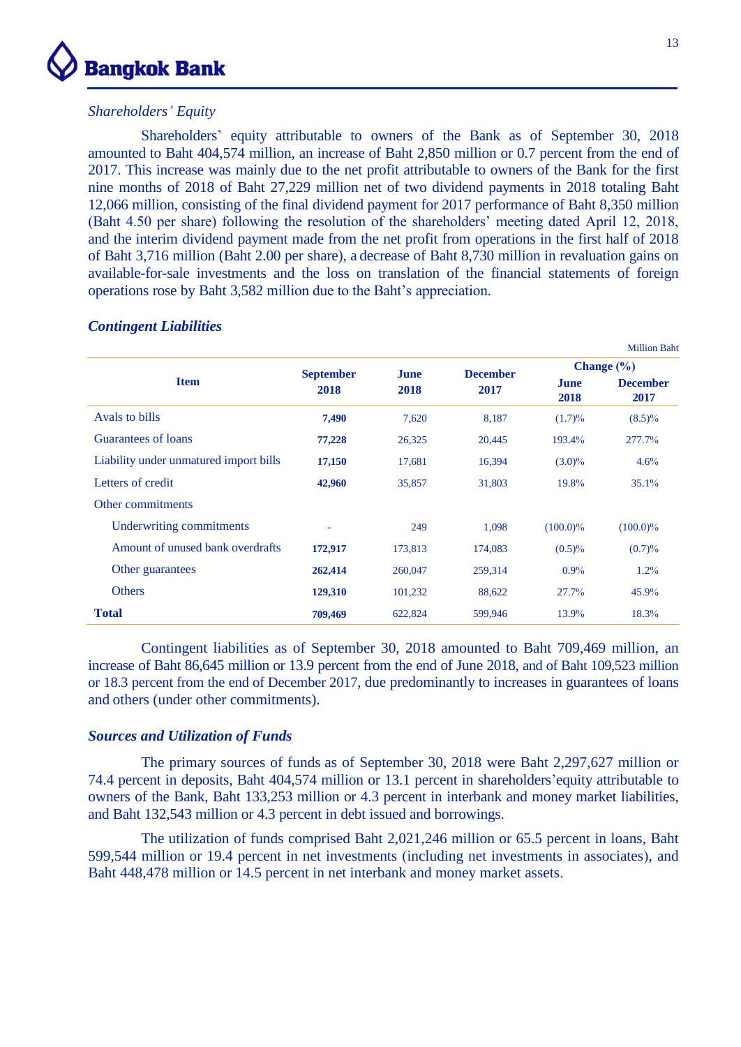*Shareholders' Equity*

Shareholders' equity attributable to owners of the Bank as of September 30, 2018 amounted to Baht 404,574 million, an increase of Baht 2,850 million or 0.7 percent from the end of 2017. This increase was mainly due to the net profit attributable to owners of the Bank for the first nine months of 2018 of Baht 27,229 million net of two dividend payments in 2018 totaling Baht 12,066 million, consisting of the final dividend payment for 2017 performance of Baht 8,350 million (Baht 4.50 per share) following the resolution of the shareholders' meeting dated April 12, 2018, and the interim dividend payment made from the net profit from operations in the first half of 2018 of Baht 3,716 million (Baht 2.00 per share), a decrease of Baht 8,730 million in revaluation gains on available-for-sale investments and the loss on translation of the financial statements of foreign operations rose by Baht 3,582 million due to the Baht's appreciation.

***Contingent Liabilities***

Million Baht

| Item | September 2018 | June 2018 | December 2017 | Change (%) | |
|---|---|---|---|---|---|
| | | | | June 2018 | December 2017 |
| Avals to bills | **7,490** | 7,620 | 8,187 | (1.7)% | (8.5)% |
| Guarantees of loans | **77,228** | 26,325 | 20,445 | 193.4% | 277.7% |
| Liability under unmatured import bills | **17,150** | 17,681 | 16,394 | (3.0)% | 4.6% |
| Letters of credit | **42,960** | 35,857 | 31,803 | 19.8% | 35.1% |
| Other commitments | | | | | |
| Underwriting commitments | - | 249 | 1,098 | (100.0)% | (100.0)% |
| Amount of unused bank overdrafts | **172,917** | 173,813 | 174,083 | (0.5)% | (0.7)% |
| Other guarantees | **262,414** | 260,047 | 259,314 | 0.9% | 1.2% |
| Others | **129,310** | 101,232 | 88,622 | 27.7% | 45.9% |
| **Total** | **709,469** | 622,824 | 599,946 | 13.9% | 18.3% |

Contingent liabilities as of September 30, 2018 amounted to Baht 709,469 million, an increase of Baht 86,645 million or 13.9 percent from the end of June 2018, and of Baht 109,523 million or 18.3 percent from the end of December 2017, due predominantly to increases in guarantees of loans and others (under other commitments).

***Sources and Utilization of Funds***

The primary sources of funds as of September 30, 2018 were Baht 2,297,627 million or 74.4 percent in deposits, Baht 404,574 million or 13.1 percent in shareholders'equity attributable to owners of the Bank, Baht 133,253 million or 4.3 percent in interbank and money market liabilities, and Baht 132,543 million or 4.3 percent in debt issued and borrowings.

The utilization of funds comprised Baht 2,021,246 million or 65.5 percent in loans, Baht 599,544 million or 19.4 percent in net investments (including net investments in associates), and Baht 448,478 million or 14.5 percent in net interbank and money market assets.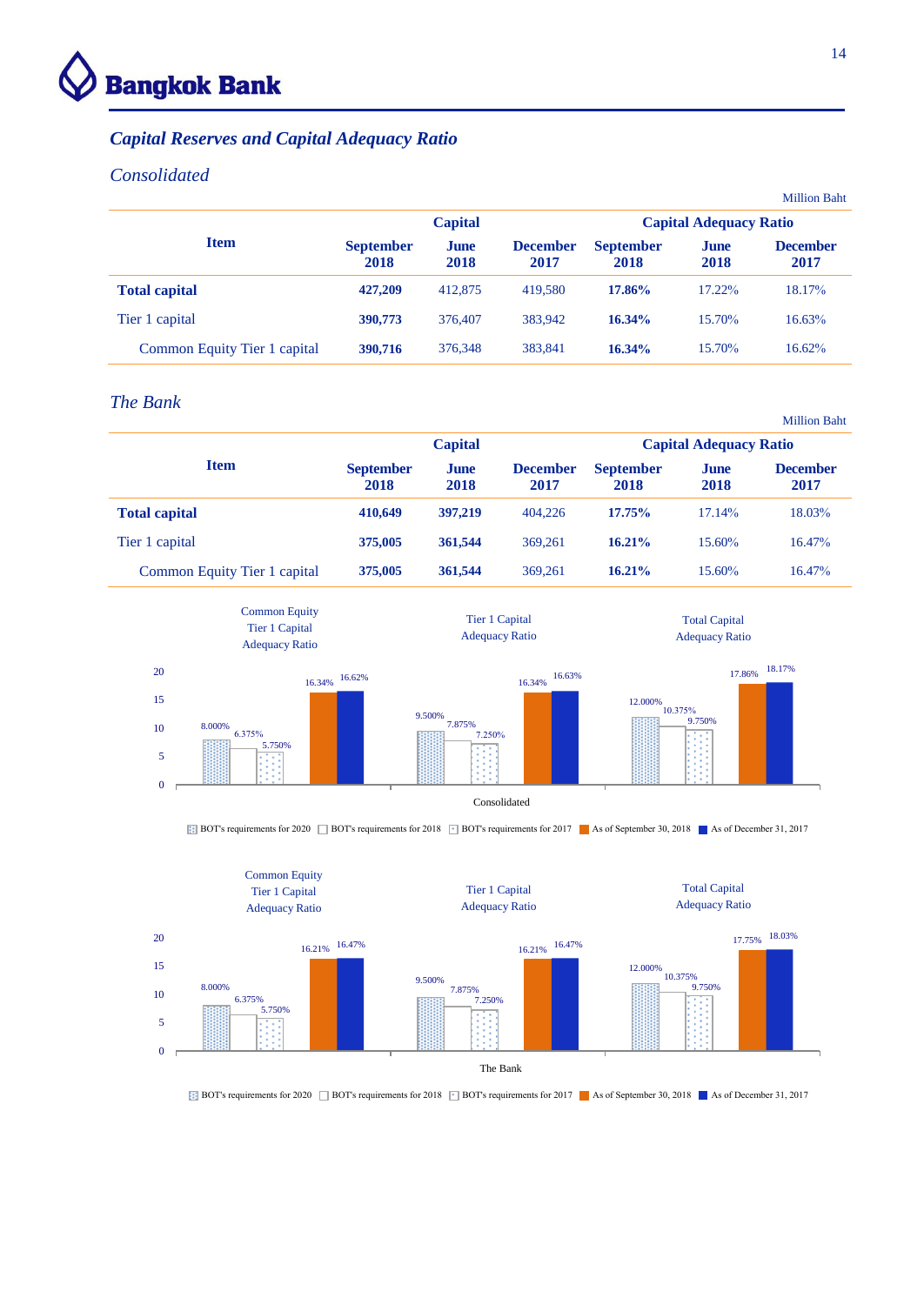## *Capital Reserves and Capital Adequacy Ratio*

### *Consolidated*

Million Baht

| Item | Capital | | | Capital Adequacy Ratio | | |
|---|---|---|---|---|---|---|
| | September 2018 | June 2018 | December 2017 | September 2018 | June 2018 | December 2017 |
| **Total capital** | **427,209** | 412,875 | 419,580 | **17.86%** | 17.22% | 18.17% |
| Tier 1 capital | **390,773** | 376,407 | 383,942 | **16.34%** | 15.70% | 16.63% |
| Common Equity Tier 1 capital | **390,716** | 376,348 | 383,841 | **16.34%** | 15.70% | 16.62% |

### *The Bank*

Million Baht

| Item | Capital | | | Capital Adequacy Ratio | | |
|---|---|---|---|---|---|---|
| | September 2018 | June 2018 | December 2017 | September 2018 | June 2018 | December 2017 |
| **Total capital** | **410,649** | **397,219** | 404,226 | **17.75%** | 17.14% | 18.03% |
| Tier 1 capital | **375,005** | **361,544** | 369,261 | **16.21%** | 15.60% | 16.47% |
| Common Equity Tier 1 capital | **375,005** | **361,544** | 369,261 | **16.21%** | 15.60% | 16.47% |

**Consolidated**

| | BOT's requirements for 2020 | BOT's requirements for 2018 | BOT's requirements for 2017 | As of September 30, 2018 | As of December 31, 2017 |
|---|---|---|---|---|---|
| Common Equity Tier 1 Capital Adequacy Ratio | 8.000% | 6.375% | 5.750% | 16.34% | 16.62% |
| Tier 1 Capital Adequacy Ratio | 9.500% | 7.875% | 7.250% | 16.34% | 16.63% |
| Total Capital Adequacy Ratio | 12.000% | 10.375% | 9.750% | 17.86% | 18.17% |

**The Bank**

| | BOT's requirements for 2020 | BOT's requirements for 2018 | BOT's requirements for 2017 | As of September 30, 2018 | As of December 31, 2017 |
|---|---|---|---|---|---|
| Common Equity Tier 1 Capital Adequacy Ratio | 8.000% | 6.375% | 5.750% | 16.21% | 16.47% |
| Tier 1 Capital Adequacy Ratio | 9.500% | 7.875% | 7.250% | 16.21% | 16.47% |
| Total Capital Adequacy Ratio | 12.000% | 10.375% | 9.750% | 17.75% | 18.03% |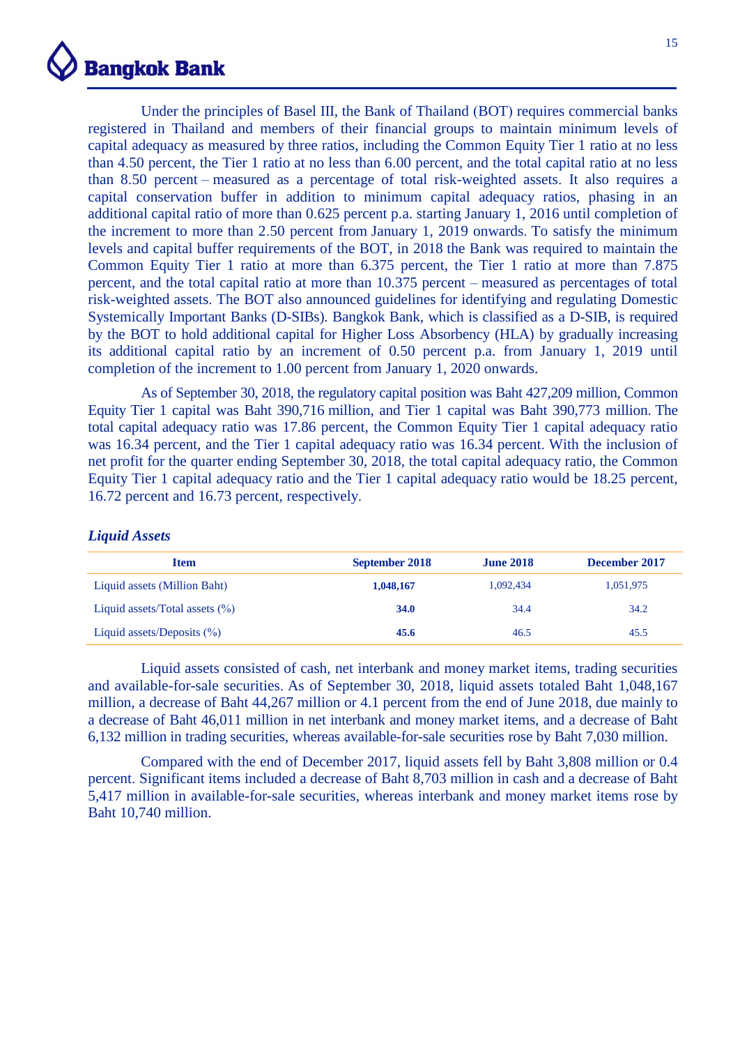Under the principles of Basel III, the Bank of Thailand (BOT) requires commercial banks registered in Thailand and members of their financial groups to maintain minimum levels of capital adequacy as measured by three ratios, including the Common Equity Tier 1 ratio at no less than 4.50 percent, the Tier 1 ratio at no less than 6.00 percent, and the total capital ratio at no less than 8.50 percent – measured as a percentage of total risk-weighted assets. It also requires a capital conservation buffer in addition to minimum capital adequacy ratios, phasing in an additional capital ratio of more than 0.625 percent p.a. starting January 1, 2016 until completion of the increment to more than 2.50 percent from January 1, 2019 onwards. To satisfy the minimum levels and capital buffer requirements of the BOT, in 2018 the Bank was required to maintain the Common Equity Tier 1 ratio at more than 6.375 percent, the Tier 1 ratio at more than 7.875 percent, and the total capital ratio at more than 10.375 percent – measured as percentages of total risk-weighted assets. The BOT also announced guidelines for identifying and regulating Domestic Systemically Important Banks (D-SIBs). Bangkok Bank, which is classified as a D-SIB, is required by the BOT to hold additional capital for Higher Loss Absorbency (HLA) by gradually increasing its additional capital ratio by an increment of 0.50 percent p.a. from January 1, 2019 until completion of the increment to 1.00 percent from January 1, 2020 onwards.

As of September 30, 2018, the regulatory capital position was Baht 427,209 million, Common Equity Tier 1 capital was Baht 390,716 million, and Tier 1 capital was Baht 390,773 million. The total capital adequacy ratio was 17.86 percent, the Common Equity Tier 1 capital adequacy ratio was 16.34 percent, and the Tier 1 capital adequacy ratio was 16.34 percent. With the inclusion of net profit for the quarter ending September 30, 2018, the total capital adequacy ratio, the Common Equity Tier 1 capital adequacy ratio and the Tier 1 capital adequacy ratio would be 18.25 percent, 16.72 percent and 16.73 percent, respectively.

### *Liquid Assets*

| Item | September 2018 | June 2018 | December 2017 |
|---|---|---|---|
| Liquid assets (Million Baht) | **1,048,167** | 1,092,434 | 1,051,975 |
| Liquid assets/Total assets (%) | **34.0** | 34.4 | 34.2 |
| Liquid assets/Deposits (%) | **45.6** | 46.5 | 45.5 |

Liquid assets consisted of cash, net interbank and money market items, trading securities and available-for-sale securities. As of September 30, 2018, liquid assets totaled Baht 1,048,167 million, a decrease of Baht 44,267 million or 4.1 percent from the end of June 2018, due mainly to a decrease of Baht 46,011 million in net interbank and money market items, and a decrease of Baht 6,132 million in trading securities, whereas available-for-sale securities rose by Baht 7,030 million.

Compared with the end of December 2017, liquid assets fell by Baht 3,808 million or 0.4 percent. Significant items included a decrease of Baht 8,703 million in cash and a decrease of Baht 5,417 million in available-for-sale securities, whereas interbank and money market items rose by Baht 10,740 million.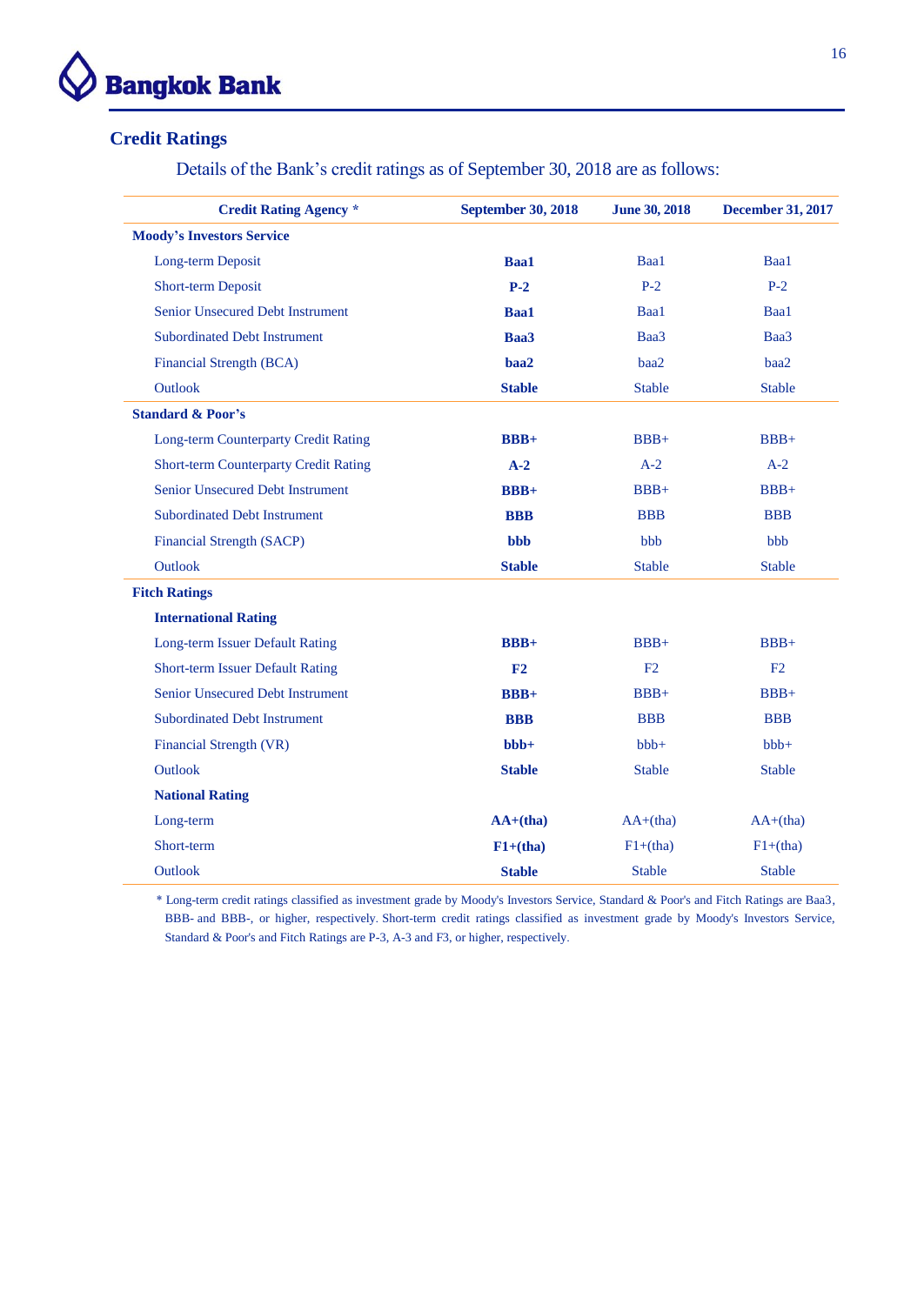## Credit Ratings

Details of the Bank's credit ratings as of September 30, 2018 are as follows:

| Credit Rating Agency * | September 30, 2018 | June 30, 2018 | December 31, 2017 |
|---|---|---|---|
| **Moody's Investors Service** | | | |
| Long-term Deposit | **Baa1** | Baa1 | Baa1 |
| Short-term Deposit | **P-2** | P-2 | P-2 |
| Senior Unsecured Debt Instrument | **Baa1** | Baa1 | Baa1 |
| Subordinated Debt Instrument | **Baa3** | Baa3 | Baa3 |
| Financial Strength (BCA) | **baa2** | baa2 | baa2 |
| Outlook | **Stable** | Stable | Stable |
| **Standard & Poor's** | | | |
| Long-term Counterparty Credit Rating | **BBB+** | BBB+ | BBB+ |
| Short-term Counterparty Credit Rating | **A-2** | A-2 | A-2 |
| Senior Unsecured Debt Instrument | **BBB+** | BBB+ | BBB+ |
| Subordinated Debt Instrument | **BBB** | BBB | BBB |
| Financial Strength (SACP) | **bbb** | bbb | bbb |
| Outlook | **Stable** | Stable | Stable |
| **Fitch Ratings** | | | |
| **International Rating** | | | |
| Long-term Issuer Default Rating | **BBB+** | BBB+ | BBB+ |
| Short-term Issuer Default Rating | **F2** | F2 | F2 |
| Senior Unsecured Debt Instrument | **BBB+** | BBB+ | BBB+ |
| Subordinated Debt Instrument | **BBB** | BBB | BBB |
| Financial Strength (VR) | **bbb+** | bbb+ | bbb+ |
| Outlook | **Stable** | Stable | Stable |
| **National Rating** | | | |
| Long-term | **AA+(tha)** | AA+(tha) | AA+(tha) |
| Short-term | **F1+(tha)** | F1+(tha) | F1+(tha) |
| Outlook | **Stable** | Stable | Stable |

* Long-term credit ratings classified as investment grade by Moody's Investors Service, Standard & Poor's and Fitch Ratings are Baa3, BBB- and BBB-, or higher, respectively. Short-term credit ratings classified as investment grade by Moody's Investors Service, Standard & Poor's and Fitch Ratings are P-3, A-3 and F3, or higher, respectively.